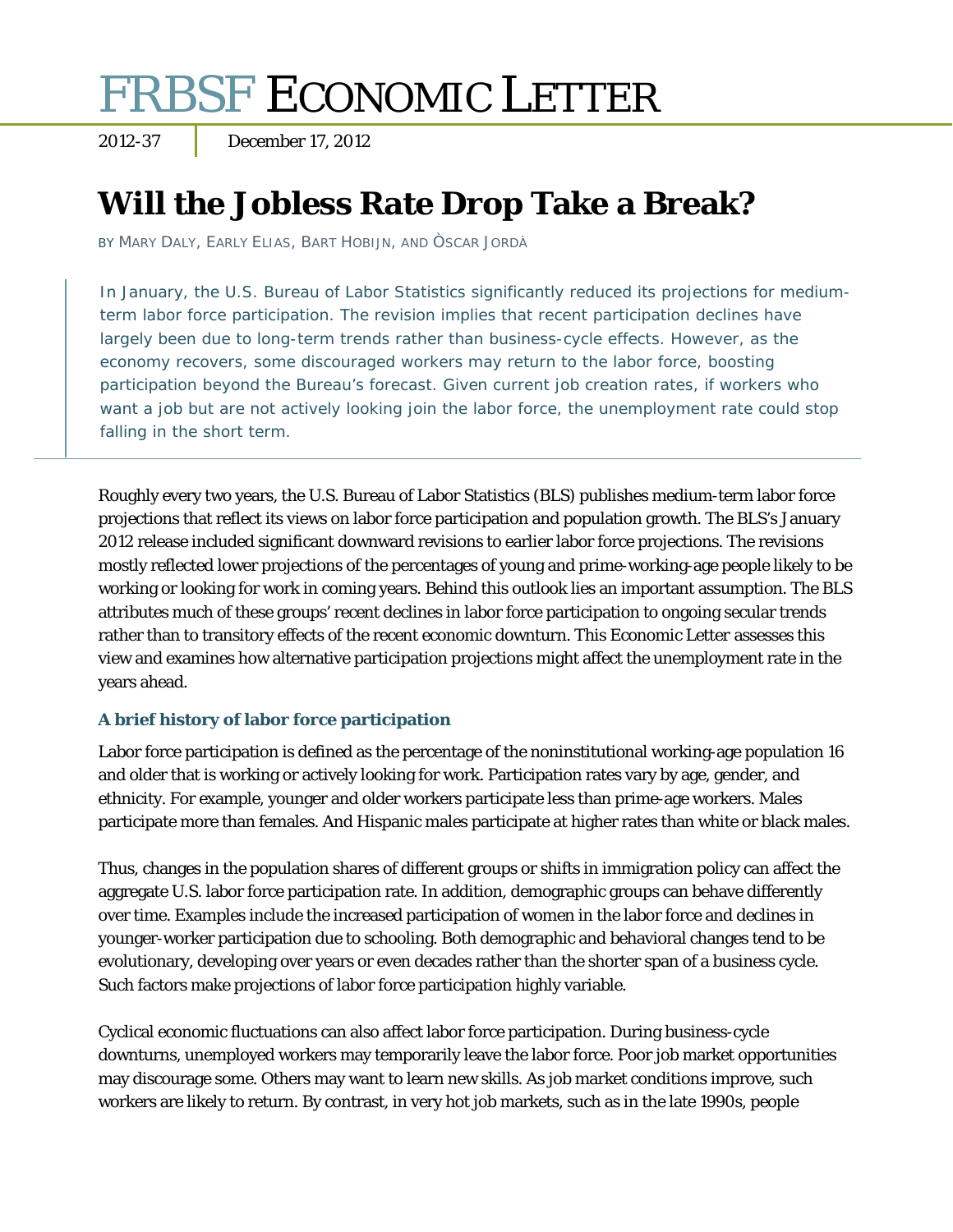# FRBSF ECONOMIC LETTER

2012-37 | December 17, 2012

## Will the Jobless Rate Drop Take a Break?

BY MARY DALY, EARLY ELIAS, BART HOBIJN, AND ÒSCAR JORDÀ

> In January, the U.S. Bureau of Labor Statistics significantly reduced its projections for medium-term labor force participation. The revision implies that recent participation declines have largely been due to long-term trends rather than business-cycle effects. However, as the economy recovers, some discouraged workers may return to the labor force, boosting participation beyond the Bureau's forecast. Given current job creation rates, if workers who want a job but are not actively looking join the labor force, the unemployment rate could stop falling in the short term.

Roughly every two years, the U.S. Bureau of Labor Statistics (BLS) publishes medium-term labor force projections that reflect its views on labor force participation and population growth. The BLS's January 2012 release included significant downward revisions to earlier labor force projections. The revisions mostly reflected lower projections of the percentages of young and prime-working-age people likely to be working or looking for work in coming years. Behind this outlook lies an important assumption. The BLS attributes much of these groups' recent declines in labor force participation to ongoing secular trends rather than to transitory effects of the recent economic downturn. This Economic Letter assesses this view and examines how alternative participation projections might affect the unemployment rate in the years ahead.

### A brief history of labor force participation

Labor force participation is defined as the percentage of the noninstitutional working-age population 16 and older that is working or actively looking for work. Participation rates vary by age, gender, and ethnicity. For example, younger and older workers participate less than prime-age workers. Males participate more than females. And Hispanic males participate at higher rates than white or black males.

Thus, changes in the population shares of different groups or shifts in immigration policy can affect the aggregate U.S. labor force participation rate. In addition, demographic groups can behave differently over time. Examples include the increased participation of women in the labor force and declines in younger-worker participation due to schooling. Both demographic and behavioral changes tend to be evolutionary, developing over years or even decades rather than the shorter span of a business cycle. Such factors make projections of labor force participation highly variable.

Cyclical economic fluctuations can also affect labor force participation. During business-cycle downturns, unemployed workers may temporarily leave the labor force. Poor job market opportunities may discourage some. Others may want to learn new skills. As job market conditions improve, such workers are likely to return. By contrast, in very hot job markets, such as in the late 1990s, people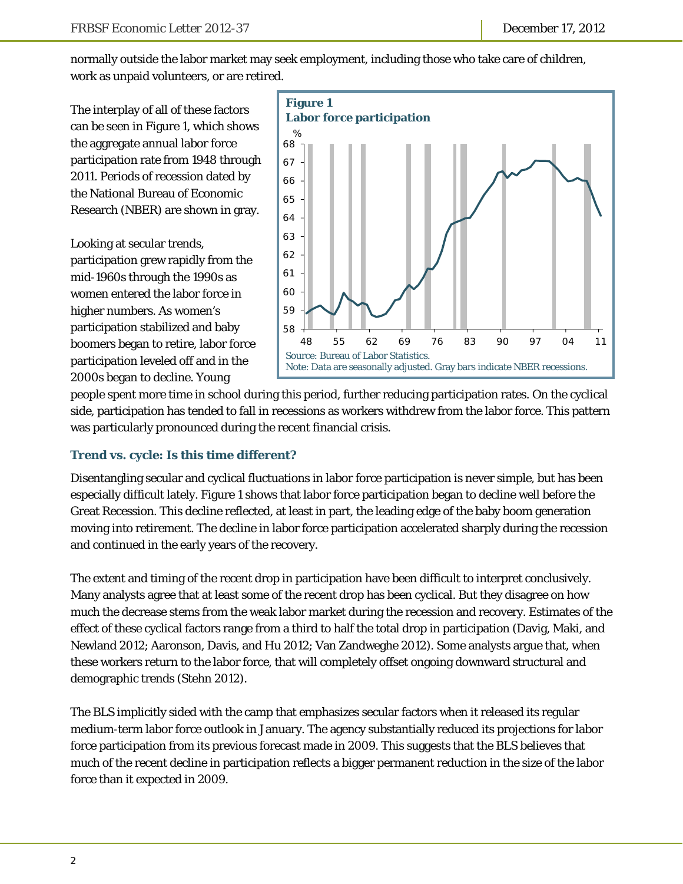normally outside the labor market may seek employment, including those who take care of children, work as unpaid volunteers, or are retired.

The interplay of all of these factors can be seen in Figure 1, which shows the aggregate annual labor force participation rate from 1948 through 2011. Periods of recession dated by the National Bureau of Economic Research (NBER) are shown in gray.

**Figure 1**
**Labor force participation**

Source: Bureau of Labor Statistics.
Note: Data are seasonally adjusted. Gray bars indicate NBER recessions.

Looking at secular trends, participation grew rapidly from the mid-1960s through the 1990s as women entered the labor force in higher numbers. As women's participation stabilized and baby boomers began to retire, labor force participation leveled off and in the 2000s began to decline. Young people spent more time in school during this period, further reducing participation rates. On the cyclical side, participation has tended to fall in recessions as workers withdrew from the labor force. This pattern was particularly pronounced during the recent financial crisis.

## Trend vs. cycle: Is this time different?

Disentangling secular and cyclical fluctuations in labor force participation is never simple, but has been especially difficult lately. Figure 1 shows that labor force participation began to decline well before the Great Recession. This decline reflected, at least in part, the leading edge of the baby boom generation moving into retirement. The decline in labor force participation accelerated sharply during the recession and continued in the early years of the recovery.

The extent and timing of the recent drop in participation have been difficult to interpret conclusively. Many analysts agree that at least some of the recent drop has been cyclical. But they disagree on how much the decrease stems from the weak labor market during the recession and recovery. Estimates of the effect of these cyclical factors range from a third to half the total drop in participation (Davig, Maki, and Newland 2012; Aaronson, Davis, and Hu 2012; Van Zandweghe 2012). Some analysts argue that, when these workers return to the labor force, that will completely offset ongoing downward structural and demographic trends (Stehn 2012).

The BLS implicitly sided with the camp that emphasizes secular factors when it released its regular medium-term labor force outlook in January. The agency substantially reduced its projections for labor force participation from its previous forecast made in 2009. This suggests that the BLS believes that much of the recent decline in participation reflects a bigger permanent reduction in the size of the labor force than it expected in 2009.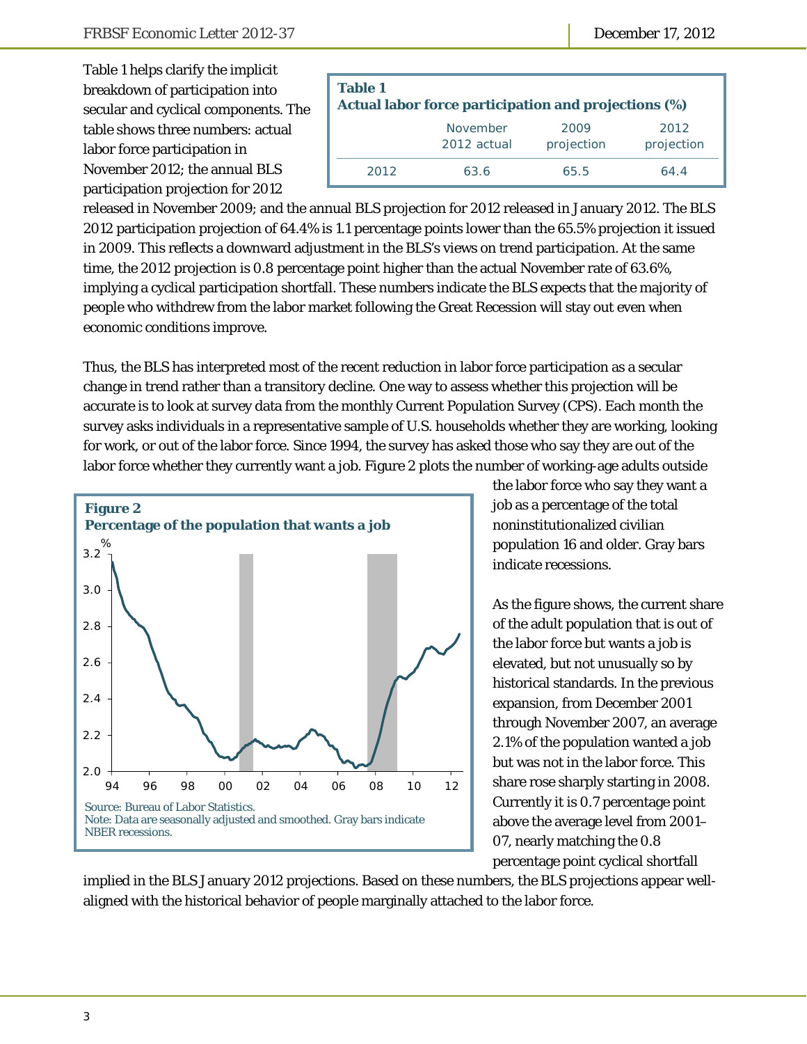Table 1 helps clarify the implicit breakdown of participation into secular and cyclical components. The table shows three numbers: actual labor force participation in November 2012; the annual BLS participation projection for 2012 released in November 2009; and the annual BLS projection for 2012 released in January 2012. The BLS 2012 participation projection of 64.4% is 1.1 percentage points lower than the 65.5% projection it issued in 2009. This reflects a downward adjustment in the BLS's views on trend participation. At the same time, the 2012 projection is 0.8 percentage point higher than the actual November rate of 63.6%, implying a cyclical participation shortfall. These numbers indicate the BLS expects that the majority of people who withdrew from the labor market following the Great Recession will stay out even when economic conditions improve.

**Table 1**
**Actual labor force participation and projections (%)**

| | November 2012 actual | 2009 projection | 2012 projection |
|---|---|---|---|
| 2012 | 63.6 | 65.5 | 64.4 |

Thus, the BLS has interpreted most of the recent reduction in labor force participation as a secular change in trend rather than a transitory decline. One way to assess whether this projection will be accurate is to look at survey data from the monthly Current Population Survey (CPS). Each month the survey asks individuals in a representative sample of U.S. households whether they are working, looking for work, or out of the labor force. Since 1994, the survey has asked those who say they are out of the labor force whether they currently want a job. Figure 2 plots the number of working-age adults outside the labor force who say they want a job as a percentage of the total noninstitutionalized civilian population 16 and older. Gray bars indicate recessions.

**Figure 2**
**Percentage of the population that wants a job**

Source: Bureau of Labor Statistics.
Note: Data are seasonally adjusted and smoothed. Gray bars indicate NBER recessions.

As the figure shows, the current share of the adult population that is out of the labor force but wants a job is elevated, but not unusually so by historical standards. In the previous expansion, from December 2001 through November 2007, an average 2.1% of the population wanted a job but was not in the labor force. This share rose sharply starting in 2008. Currently it is 0.7 percentage point above the average level from 2001–07, nearly matching the 0.8 percentage point cyclical shortfall implied in the BLS January 2012 projections. Based on these numbers, the BLS projections appear well-aligned with the historical behavior of people marginally attached to the labor force.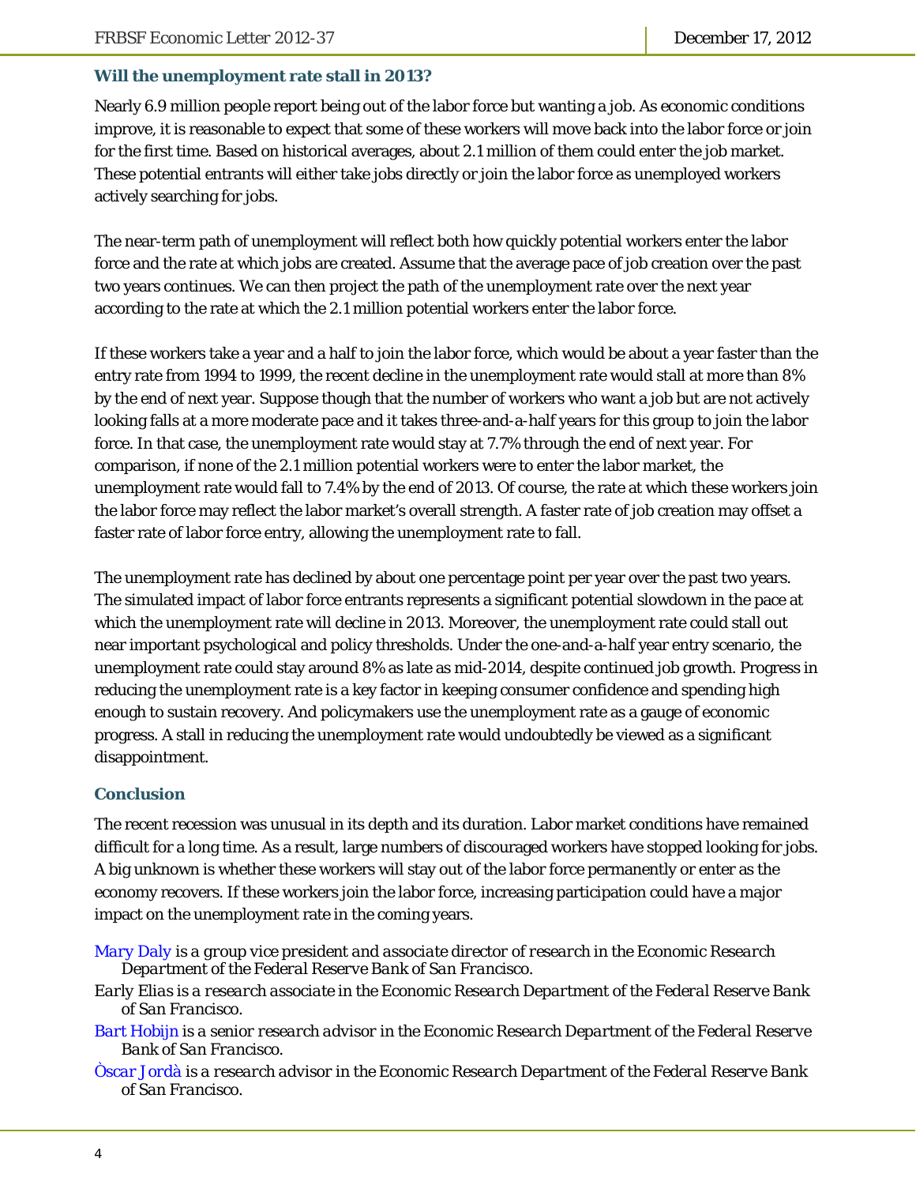### Will the unemployment rate stall in 2013?

Nearly 6.9 million people report being out of the labor force but wanting a job. As economic conditions improve, it is reasonable to expect that some of these workers will move back into the labor force or join for the first time. Based on historical averages, about 2.1 million of them could enter the job market. These potential entrants will either take jobs directly or join the labor force as unemployed workers actively searching for jobs.

The near-term path of unemployment will reflect both how quickly potential workers enter the labor force and the rate at which jobs are created. Assume that the average pace of job creation over the past two years continues. We can then project the path of the unemployment rate over the next year according to the rate at which the 2.1 million potential workers enter the labor force.

If these workers take a year and a half to join the labor force, which would be about a year faster than the entry rate from 1994 to 1999, the recent decline in the unemployment rate would stall at more than 8% by the end of next year. Suppose though that the number of workers who want a job but are not actively looking falls at a more moderate pace and it takes three-and-a-half years for this group to join the labor force. In that case, the unemployment rate would stay at 7.7% through the end of next year. For comparison, if none of the 2.1 million potential workers were to enter the labor market, the unemployment rate would fall to 7.4% by the end of 2013. Of course, the rate at which these workers join the labor force may reflect the labor market's overall strength. A faster rate of job creation may offset a faster rate of labor force entry, allowing the unemployment rate to fall.

The unemployment rate has declined by about one percentage point per year over the past two years. The simulated impact of labor force entrants represents a significant potential slowdown in the pace at which the unemployment rate will decline in 2013. Moreover, the unemployment rate could stall out near important psychological and policy thresholds. Under the one-and-a-half year entry scenario, the unemployment rate could stay around 8% as late as mid-2014, despite continued job growth. Progress in reducing the unemployment rate is a key factor in keeping consumer confidence and spending high enough to sustain recovery. And policymakers use the unemployment rate as a gauge of economic progress. A stall in reducing the unemployment rate would undoubtedly be viewed as a significant disappointment.

### Conclusion

The recent recession was unusual in its depth and its duration. Labor market conditions have remained difficult for a long time. As a result, large numbers of discouraged workers have stopped looking for jobs. A big unknown is whether these workers will stay out of the labor force permanently or enter as the economy recovers. If these workers join the labor force, increasing participation could have a major impact on the unemployment rate in the coming years.

*Mary Daly is a group vice president and associate director of research in the Economic Research Department of the Federal Reserve Bank of San Francisco.*

*Early Elias is a research associate in the Economic Research Department of the Federal Reserve Bank of San Francisco.*

*Bart Hobijn is a senior research advisor in the Economic Research Department of the Federal Reserve Bank of San Francisco.*

*Òscar Jordà is a research advisor in the Economic Research Department of the Federal Reserve Bank of San Francisco.*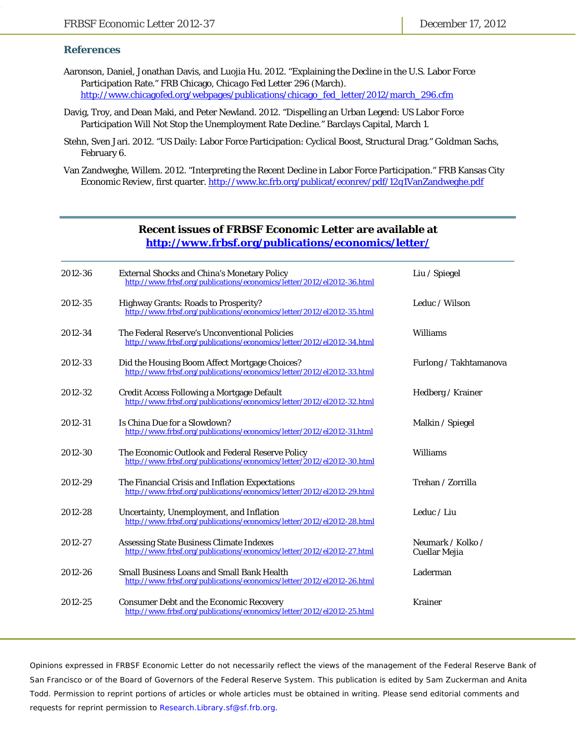## References

Aaronson, Daniel, Jonathan Davis, and Luojia Hu. 2012. "Explaining the Decline in the U.S. Labor Force Participation Rate." FRB Chicago, *Chicago Fed Letter* 296 (March). http://www.chicagofed.org/webpages/publications/chicago_fed_letter/2012/march_296.cfm

Davig, Troy, and Dean Maki, and Peter Newland. 2012. "Dispelling an Urban Legend: US Labor Force Participation Will Not Stop the Unemployment Rate Decline." Barclays Capital, March 1.

Stehn, Sven Jari. 2012. "US Daily: Labor Force Participation: Cyclical Boost, Structural Drag." Goldman Sachs, February 6.

Van Zandweghe, Willem. 2012. "Interpreting the Recent Decline in Labor Force Participation." FRB Kansas City *Economic Review*, first quarter. http://www.kc.frb.org/publicat/econrev/pdf/12q1VanZandweghe.pdf

**Recent issues of FRBSF Economic Letter are available at http://www.frbsf.org/publications/economics/letter/**

| | | |
|---|---|---|
| 2012-36 | External Shocks and China's Monetary Policy<br>http://www.frbsf.org/publications/economics/letter/2012/el2012-36.html | Liu / Spiegel |
| 2012-35 | Highway Grants: Roads to Prosperity?<br>http://www.frbsf.org/publications/economics/letter/2012/el2012-35.html | Leduc / Wilson |
| 2012-34 | The Federal Reserve's Unconventional Policies<br>http://www.frbsf.org/publications/economics/letter/2012/el2012-34.html | Williams |
| 2012-33 | Did the Housing Boom Affect Mortgage Choices?<br>http://www.frbsf.org/publications/economics/letter/2012/el2012-33.html | Furlong / Takhtamanova |
| 2012-32 | Credit Access Following a Mortgage Default<br>http://www.frbsf.org/publications/economics/letter/2012/el2012-32.html | Hedberg / Krainer |
| 2012-31 | Is China Due for a Slowdown?<br>http://www.frbsf.org/publications/economics/letter/2012/el2012-31.html | Malkin / Spiegel |
| 2012-30 | The Economic Outlook and Federal Reserve Policy<br>http://www.frbsf.org/publications/economics/letter/2012/el2012-30.html | Williams |
| 2012-29 | The Financial Crisis and Inflation Expectations<br>http://www.frbsf.org/publications/economics/letter/2012/el2012-29.html | Trehan / Zorrilla |
| 2012-28 | Uncertainty, Unemployment, and Inflation<br>http://www.frbsf.org/publications/economics/letter/2012/el2012-28.html | Leduc / Liu |
| 2012-27 | Assessing State Business Climate Indexes<br>http://www.frbsf.org/publications/economics/letter/2012/el2012-27.html | Neumark / Kolko / Cuellar Mejia |
| 2012-26 | Small Business Loans and Small Bank Health<br>http://www.frbsf.org/publications/economics/letter/2012/el2012-26.html | Laderman |
| 2012-25 | Consumer Debt and the Economic Recovery<br>http://www.frbsf.org/publications/economics/letter/2012/el2012-25.html | Krainer |

Opinions expressed in FRBSF Economic Letter do not necessarily reflect the views of the management of the Federal Reserve Bank of San Francisco or of the Board of Governors of the Federal Reserve System. This publication is edited by Sam Zuckerman and Anita Todd. Permission to reprint portions of articles or whole articles must be obtained in writing. Please send editorial comments and requests for reprint permission to Research.Library.sf@sf.frb.org.